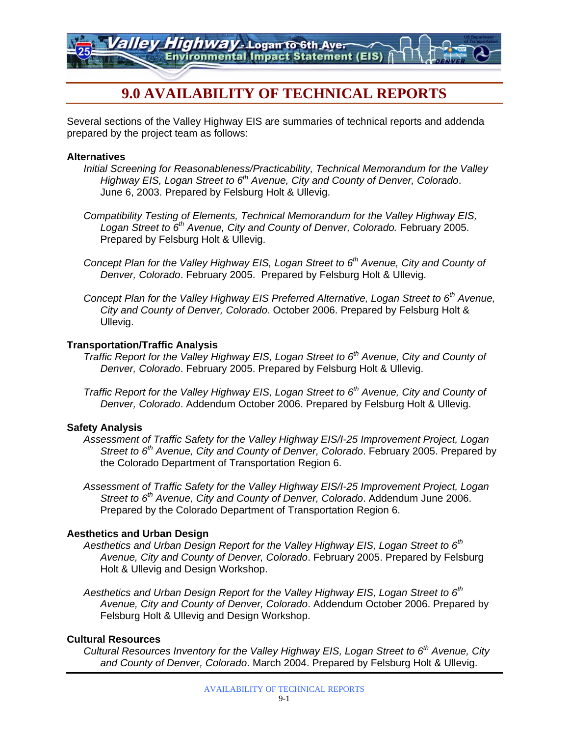# 9.0 AVAILABILITY OF TECHNICAL REPORTS

Several sections of the Valley Highway EIS are summaries of technical reports and addenda prepared by the project team as follows:

**Alternatives**

*Initial Screening for Reasonableness/Practicability, Technical Memorandum for the Valley Highway EIS, Logan Street to 6th Avenue, City and County of Denver, Colorado*. June 6, 2003. Prepared by Felsburg Holt & Ullevig.

*Compatibility Testing of Elements, Technical Memorandum for the Valley Highway EIS, Logan Street to 6th Avenue, City and County of Denver, Colorado.* February 2005. Prepared by Felsburg Holt & Ullevig.

*Concept Plan for the Valley Highway EIS, Logan Street to 6th Avenue, City and County of Denver, Colorado*. February 2005. Prepared by Felsburg Holt & Ullevig.

*Concept Plan for the Valley Highway EIS Preferred Alternative, Logan Street to 6th Avenue, City and County of Denver, Colorado*. October 2006. Prepared by Felsburg Holt & Ullevig.

**Transportation/Traffic Analysis**

*Traffic Report for the Valley Highway EIS, Logan Street to 6th Avenue, City and County of Denver, Colorado*. February 2005. Prepared by Felsburg Holt & Ullevig.

*Traffic Report for the Valley Highway EIS, Logan Street to 6th Avenue, City and County of Denver, Colorado*. Addendum October 2006. Prepared by Felsburg Holt & Ullevig.

**Safety Analysis**

*Assessment of Traffic Safety for the Valley Highway EIS/I-25 Improvement Project, Logan Street to 6th Avenue, City and County of Denver, Colorado*. February 2005. Prepared by the Colorado Department of Transportation Region 6.

*Assessment of Traffic Safety for the Valley Highway EIS/I-25 Improvement Project, Logan Street to 6th Avenue, City and County of Denver, Colorado*. Addendum June 2006. Prepared by the Colorado Department of Transportation Region 6.

**Aesthetics and Urban Design**

*Aesthetics and Urban Design Report for the Valley Highway EIS, Logan Street to 6th Avenue, City and County of Denver, Colorado*. February 2005. Prepared by Felsburg Holt & Ullevig and Design Workshop.

*Aesthetics and Urban Design Report for the Valley Highway EIS, Logan Street to 6th Avenue, City and County of Denver, Colorado*. Addendum October 2006. Prepared by Felsburg Holt & Ullevig and Design Workshop.

**Cultural Resources**

*Cultural Resources Inventory for the Valley Highway EIS, Logan Street to 6th Avenue, City and County of Denver, Colorado*. March 2004. Prepared by Felsburg Holt & Ullevig.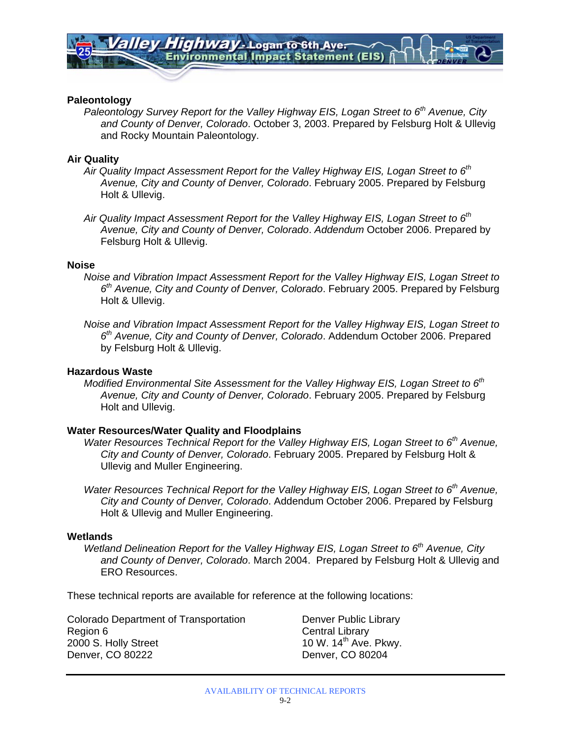**Paleontology**

*Paleontology Survey Report for the Valley Highway EIS, Logan Street to 6th Avenue, City and County of Denver, Colorado*. October 3, 2003. Prepared by Felsburg Holt & Ullevig and Rocky Mountain Paleontology.

**Air Quality**

*Air Quality Impact Assessment Report for the Valley Highway EIS, Logan Street to 6th Avenue, City and County of Denver, Colorado*. February 2005. Prepared by Felsburg Holt & Ullevig.

*Air Quality Impact Assessment Report for the Valley Highway EIS, Logan Street to 6th Avenue, City and County of Denver, Colorado*. *Addendum* October 2006. Prepared by Felsburg Holt & Ullevig.

**Noise**

*Noise and Vibration Impact Assessment Report for the Valley Highway EIS, Logan Street to 6th Avenue, City and County of Denver, Colorado*. February 2005. Prepared by Felsburg Holt & Ullevig.

*Noise and Vibration Impact Assessment Report for the Valley Highway EIS, Logan Street to 6th Avenue, City and County of Denver, Colorado*. Addendum October 2006. Prepared by Felsburg Holt & Ullevig.

**Hazardous Waste**

*Modified Environmental Site Assessment for the Valley Highway EIS, Logan Street to 6th Avenue, City and County of Denver, Colorado*. February 2005. Prepared by Felsburg Holt and Ullevig.

**Water Resources/Water Quality and Floodplains**

*Water Resources Technical Report for the Valley Highway EIS, Logan Street to 6th Avenue, City and County of Denver, Colorado*. February 2005. Prepared by Felsburg Holt & Ullevig and Muller Engineering.

*Water Resources Technical Report for the Valley Highway EIS, Logan Street to 6th Avenue, City and County of Denver, Colorado*. Addendum October 2006. Prepared by Felsburg Holt & Ullevig and Muller Engineering.

**Wetlands**

*Wetland Delineation Report for the Valley Highway EIS, Logan Street to 6th Avenue, City and County of Denver, Colorado*. March 2004. Prepared by Felsburg Holt & Ullevig and ERO Resources.

These technical reports are available for reference at the following locations:

Colorado Department of Transportation
Region 6
2000 S. Holly Street
Denver, CO 80222

Denver Public Library
Central Library
10 W. 14th Ave. Pkwy.
Denver, CO 80204